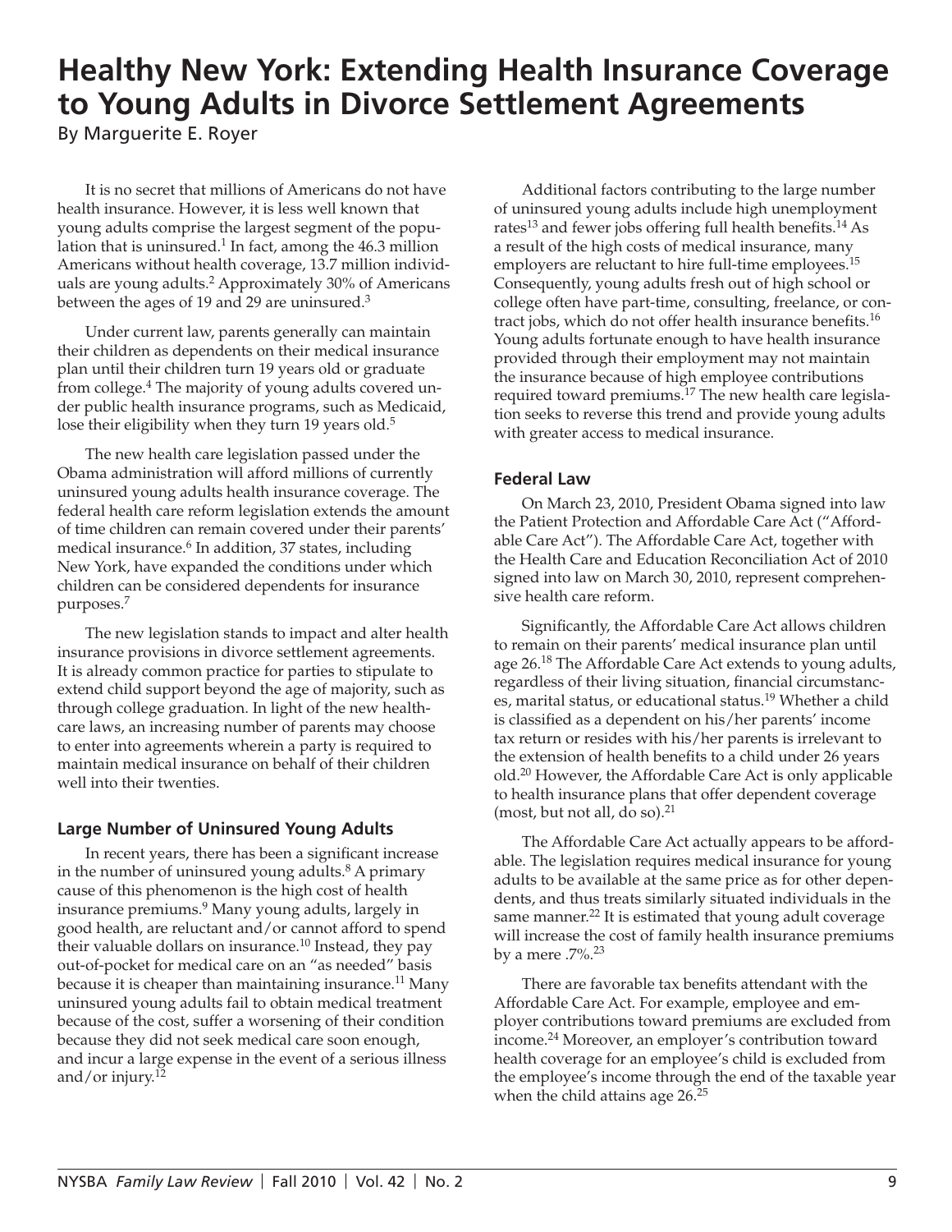# Healthy New York: Extending Health Insurance Coverage to Young Adults in Divorce Settlement Agreements

By Marguerite E. Royer

It is no secret that millions of Americans do not have health insurance. However, it is less well known that young adults comprise the largest segment of the population that is uninsured.[1] In fact, among the 46.3 million Americans without health coverage, 13.7 million individuals are young adults.[2] Approximately 30% of Americans between the ages of 19 and 29 are uninsured.[3]

Under current law, parents generally can maintain their children as dependents on their medical insurance plan until their children turn 19 years old or graduate from college.[4] The majority of young adults covered under public health insurance programs, such as Medicaid, lose their eligibility when they turn 19 years old.[5]

The new health care legislation passed under the Obama administration will afford millions of currently uninsured young adults health insurance coverage. The federal health care reform legislation extends the amount of time children can remain covered under their parents' medical insurance.[6] In addition, 37 states, including New York, have expanded the conditions under which children can be considered dependents for insurance purposes.[7]

The new legislation stands to impact and alter health insurance provisions in divorce settlement agreements. It is already common practice for parties to stipulate to extend child support beyond the age of majority, such as through college graduation. In light of the new healthcare laws, an increasing number of parents may choose to enter into agreements wherein a party is required to maintain medical insurance on behalf of their children well into their twenties.

## Large Number of Uninsured Young Adults

In recent years, there has been a significant increase in the number of uninsured young adults.[8] A primary cause of this phenomenon is the high cost of health insurance premiums.[9] Many young adults, largely in good health, are reluctant and/or cannot afford to spend their valuable dollars on insurance.[10] Instead, they pay out-of-pocket for medical care on an "as needed" basis because it is cheaper than maintaining insurance.[11] Many uninsured young adults fail to obtain medical treatment because of the cost, suffer a worsening of their condition because they did not seek medical care soon enough, and incur a large expense in the event of a serious illness and/or injury.[12]

Additional factors contributing to the large number of uninsured young adults include high unemployment rates[13] and fewer jobs offering full health benefits.[14] As a result of the high costs of medical insurance, many employers are reluctant to hire full-time employees.[15] Consequently, young adults fresh out of high school or college often have part-time, consulting, freelance, or contract jobs, which do not offer health insurance benefits.[16] Young adults fortunate enough to have health insurance provided through their employment may not maintain the insurance because of high employee contributions required toward premiums.[17] The new health care legislation seeks to reverse this trend and provide young adults with greater access to medical insurance.

## Federal Law

On March 23, 2010, President Obama signed into law the Patient Protection and Affordable Care Act ("Affordable Care Act"). The Affordable Care Act, together with the Health Care and Education Reconciliation Act of 2010 signed into law on March 30, 2010, represent comprehensive health care reform.

Significantly, the Affordable Care Act allows children to remain on their parents' medical insurance plan until age 26.[18] The Affordable Care Act extends to young adults, regardless of their living situation, financial circumstances, marital status, or educational status.[19] Whether a child is classified as a dependent on his/her parents' income tax return or resides with his/her parents is irrelevant to the extension of health benefits to a child under 26 years old.[20] However, the Affordable Care Act is only applicable to health insurance plans that offer dependent coverage (most, but not all, do so).[21]

The Affordable Care Act actually appears to be affordable. The legislation requires medical insurance for young adults to be available at the same price as for other dependents, and thus treats similarly situated individuals in the same manner.[22] It is estimated that young adult coverage will increase the cost of family health insurance premiums by a mere .7%.[23]

There are favorable tax benefits attendant with the Affordable Care Act. For example, employee and employer contributions toward premiums are excluded from income.[24] Moreover, an employer's contribution toward health coverage for an employee's child is excluded from the employee's income through the end of the taxable year when the child attains age 26.[25]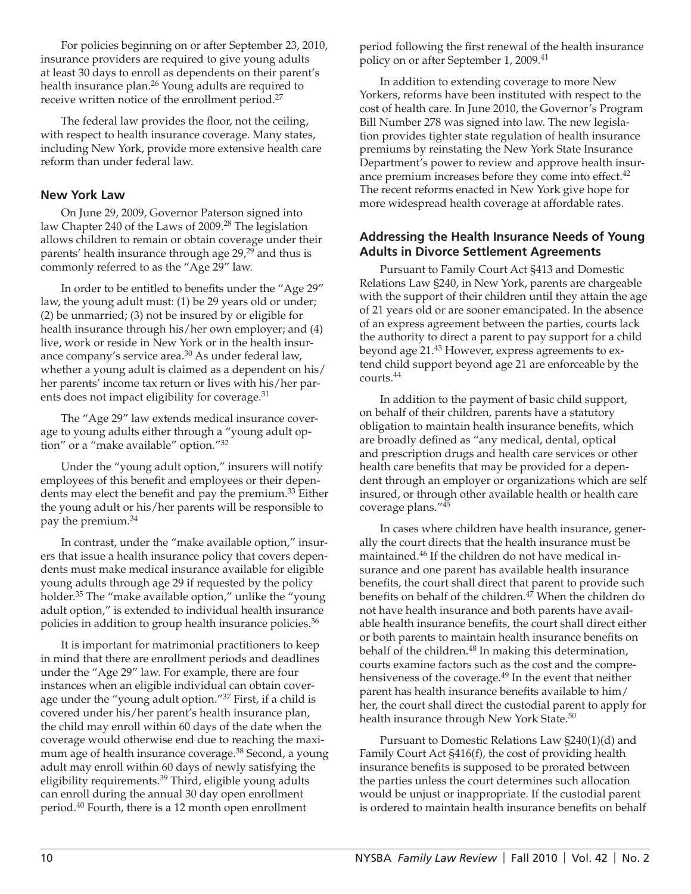For policies beginning on or after September 23, 2010, insurance providers are required to give young adults at least 30 days to enroll as dependents on their parent's health insurance plan.[26] Young adults are required to receive written notice of the enrollment period.[27]

The federal law provides the floor, not the ceiling, with respect to health insurance coverage. Many states, including New York, provide more extensive health care reform than under federal law.

### New York Law

On June 29, 2009, Governor Paterson signed into law Chapter 240 of the Laws of 2009.[28] The legislation allows children to remain or obtain coverage under their parents' health insurance through age 29,[29] and thus is commonly referred to as the "Age 29" law.

In order to be entitled to benefits under the "Age 29" law, the young adult must: (1) be 29 years old or under; (2) be unmarried; (3) not be insured by or eligible for health insurance through his/her own employer; and (4) live, work or reside in New York or in the health insurance company's service area.[30] As under federal law, whether a young adult is claimed as a dependent on his/her parents' income tax return or lives with his/her parents does not impact eligibility for coverage.[31]

The "Age 29" law extends medical insurance coverage to young adults either through a "young adult option" or a "make available" option."[32]

Under the "young adult option," insurers will notify employees of this benefit and employees or their dependents may elect the benefit and pay the premium.[33] Either the young adult or his/her parents will be responsible to pay the premium.[34]

In contrast, under the "make available option," insurers that issue a health insurance policy that covers dependents must make medical insurance available for eligible young adults through age 29 if requested by the policy holder.[35] The "make available option," unlike the "young adult option," is extended to individual health insurance policies in addition to group health insurance policies.[36]

It is important for matrimonial practitioners to keep in mind that there are enrollment periods and deadlines under the "Age 29" law. For example, there are four instances when an eligible individual can obtain coverage under the "young adult option."[37] First, if a child is covered under his/her parent's health insurance plan, the child may enroll within 60 days of the date when the coverage would otherwise end due to reaching the maximum age of health insurance coverage.[38] Second, a young adult may enroll within 60 days of newly satisfying the eligibility requirements.[39] Third, eligible young adults can enroll during the annual 30 day open enrollment period.[40] Fourth, there is a 12 month open enrollment period following the first renewal of the health insurance policy on or after September 1, 2009.[41]

In addition to extending coverage to more New Yorkers, reforms have been instituted with respect to the cost of health care. In June 2010, the Governor's Program Bill Number 278 was signed into law. The new legislation provides tighter state regulation of health insurance premiums by reinstating the New York State Insurance Department's power to review and approve health insurance premium increases before they come into effect.[42] The recent reforms enacted in New York give hope for more widespread health coverage at affordable rates.

### Addressing the Health Insurance Needs of Young Adults in Divorce Settlement Agreements

Pursuant to Family Court Act §413 and Domestic Relations Law §240, in New York, parents are chargeable with the support of their children until they attain the age of 21 years old or are sooner emancipated. In the absence of an express agreement between the parties, courts lack the authority to direct a parent to pay support for a child beyond age 21.[43] However, express agreements to extend child support beyond age 21 are enforceable by the courts.[44]

In addition to the payment of basic child support, on behalf of their children, parents have a statutory obligation to maintain health insurance benefits, which are broadly defined as "any medical, dental, optical and prescription drugs and health care services or other health care benefits that may be provided for a dependent through an employer or organizations which are self insured, or through other available health or health care coverage plans."[45]

In cases where children have health insurance, generally the court directs that the health insurance must be maintained.[46] If the children do not have medical insurance and one parent has available health insurance benefits, the court shall direct that parent to provide such benefits on behalf of the children.[47] When the children do not have health insurance and both parents have available health insurance benefits, the court shall direct either or both parents to maintain health insurance benefits on behalf of the children.[48] In making this determination, courts examine factors such as the cost and the comprehensiveness of the coverage.[49] In the event that neither parent has health insurance benefits available to him/her, the court shall direct the custodial parent to apply for health insurance through New York State.[50]

Pursuant to Domestic Relations Law §240(1)(d) and Family Court Act §416(f), the cost of providing health insurance benefits is supposed to be prorated between the parties unless the court determines such allocation would be unjust or inappropriate. If the custodial parent is ordered to maintain health insurance benefits on behalf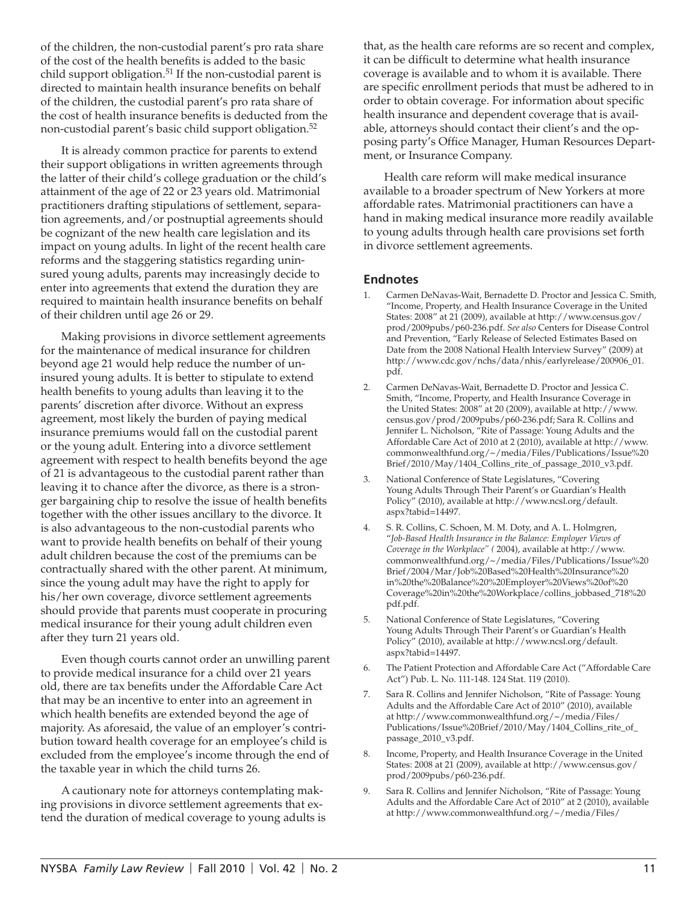of the children, the non-custodial parent's pro rata share of the cost of the health benefits is added to the basic child support obligation.[51] If the non-custodial parent is directed to maintain health insurance benefits on behalf of the children, the custodial parent's pro rata share of the cost of health insurance benefits is deducted from the non-custodial parent's basic child support obligation.[52]

It is already common practice for parents to extend their support obligations in written agreements through the latter of their child's college graduation or the child's attainment of the age of 22 or 23 years old. Matrimonial practitioners drafting stipulations of settlement, separation agreements, and/or postnuptial agreements should be cognizant of the new health care legislation and its impact on young adults. In light of the recent health care reforms and the staggering statistics regarding uninsured young adults, parents may increasingly decide to enter into agreements that extend the duration they are required to maintain health insurance benefits on behalf of their children until age 26 or 29.

Making provisions in divorce settlement agreements for the maintenance of medical insurance for children beyond age 21 would help reduce the number of uninsured young adults. It is better to stipulate to extend health benefits to young adults than leaving it to the parents' discretion after divorce. Without an express agreement, most likely the burden of paying medical insurance premiums would fall on the custodial parent or the young adult. Entering into a divorce settlement agreement with respect to health benefits beyond the age of 21 is advantageous to the custodial parent rather than leaving it to chance after the divorce, as there is a stronger bargaining chip to resolve the issue of health benefits together with the other issues ancillary to the divorce. It is also advantageous to the non-custodial parents who want to provide health benefits on behalf of their young adult children because the cost of the premiums can be contractually shared with the other parent. At minimum, since the young adult may have the right to apply for his/her own coverage, divorce settlement agreements should provide that parents must cooperate in procuring medical insurance for their young adult children even after they turn 21 years old.

Even though courts cannot order an unwilling parent to provide medical insurance for a child over 21 years old, there are tax benefits under the Affordable Care Act that may be an incentive to enter into an agreement in which health benefits are extended beyond the age of majority. As aforesaid, the value of an employer's contribution toward health coverage for an employee's child is excluded from the employee's income through the end of the taxable year in which the child turns 26.

A cautionary note for attorneys contemplating making provisions in divorce settlement agreements that extend the duration of medical coverage to young adults is that, as the health care reforms are so recent and complex, it can be difficult to determine what health insurance coverage is available and to whom it is available. There are specific enrollment periods that must be adhered to in order to obtain coverage. For information about specific health insurance and dependent coverage that is available, attorneys should contact their client's and the opposing party's Office Manager, Human Resources Department, or Insurance Company.

Health care reform will make medical insurance available to a broader spectrum of New Yorkers at more affordable rates. Matrimonial practitioners can have a hand in making medical insurance more readily available to young adults through health care provisions set forth in divorce settlement agreements.

## Endnotes

1. Carmen DeNavas-Wait, Bernadette D. Proctor and Jessica C. Smith, "Income, Property, and Health Insurance Coverage in the United States: 2008" at 21 (2009), available at http://www.census.gov/prod/2009pubs/p60-236.pdf. *See also* Centers for Disease Control and Prevention, "Early Release of Selected Estimates Based on Date from the 2008 National Health Interview Survey" (2009) at http://www.cdc.gov/nchs/data/nhis/earlyrelease/200906_01.pdf.
2. Carmen DeNavas-Wait, Bernadette D. Proctor and Jessica C. Smith, "Income, Property, and Health Insurance Coverage in the United States: 2008" at 20 (2009), available at http://www.census.gov/prod/2009pubs/p60-236.pdf; Sara R. Collins and Jennifer L. Nicholson, "Rite of Passage: Young Adults and the Affordable Care Act of 2010 at 2 (2010), available at http://www.commonwealthfund.org/~/media/Files/Publications/Issue%20Brief/2010/May/1404_Collins_rite_of_passage_2010_v3.pdf.
3. National Conference of State Legislatures, "Covering Young Adults Through Their Parent's or Guardian's Health Policy" (2010), available at http://www.ncsl.org/default.aspx?tabid=14497.
4. S. R. Collins, C. Schoen, M. M. Doty, and A. L. Holmgren, "*Job-Based Health Insurance in the Balance: Employer Views of Coverage in the Workplace"* ( 2004), available at http://www.commonwealthfund.org/~/media/Files/Publications/Issue%20Brief/2004/Mar/Job%20Based%20Health%20Insurance%20in%20the%20Balance%20%20Employer%20Views%20of%20Coverage%20in%20the%20Workplace/collins_jobbased_718%20pdf.pdf.
5. National Conference of State Legislatures, "Covering Young Adults Through Their Parent's or Guardian's Health Policy" (2010), available at http://www.ncsl.org/default.aspx?tabid=14497.
6. The Patient Protection and Affordable Care Act ("Affordable Care Act") Pub. L. No. 111-148. 124 Stat. 119 (2010).
7. Sara R. Collins and Jennifer Nicholson, "Rite of Passage: Young Adults and the Affordable Care Act of 2010" (2010), available at http://www.commonwealthfund.org/~/media/Files/Publications/Issue%20Brief/2010/May/1404_Collins_rite_of_passage_2010_v3.pdf.
8. Income, Property, and Health Insurance Coverage in the United States: 2008 at 21 (2009), available at http://www.census.gov/prod/2009pubs/p60-236.pdf.
9. Sara R. Collins and Jennifer Nicholson, "Rite of Passage: Young Adults and the Affordable Care Act of 2010" at 2 (2010), available at http://www.commonwealthfund.org/~/media/Files/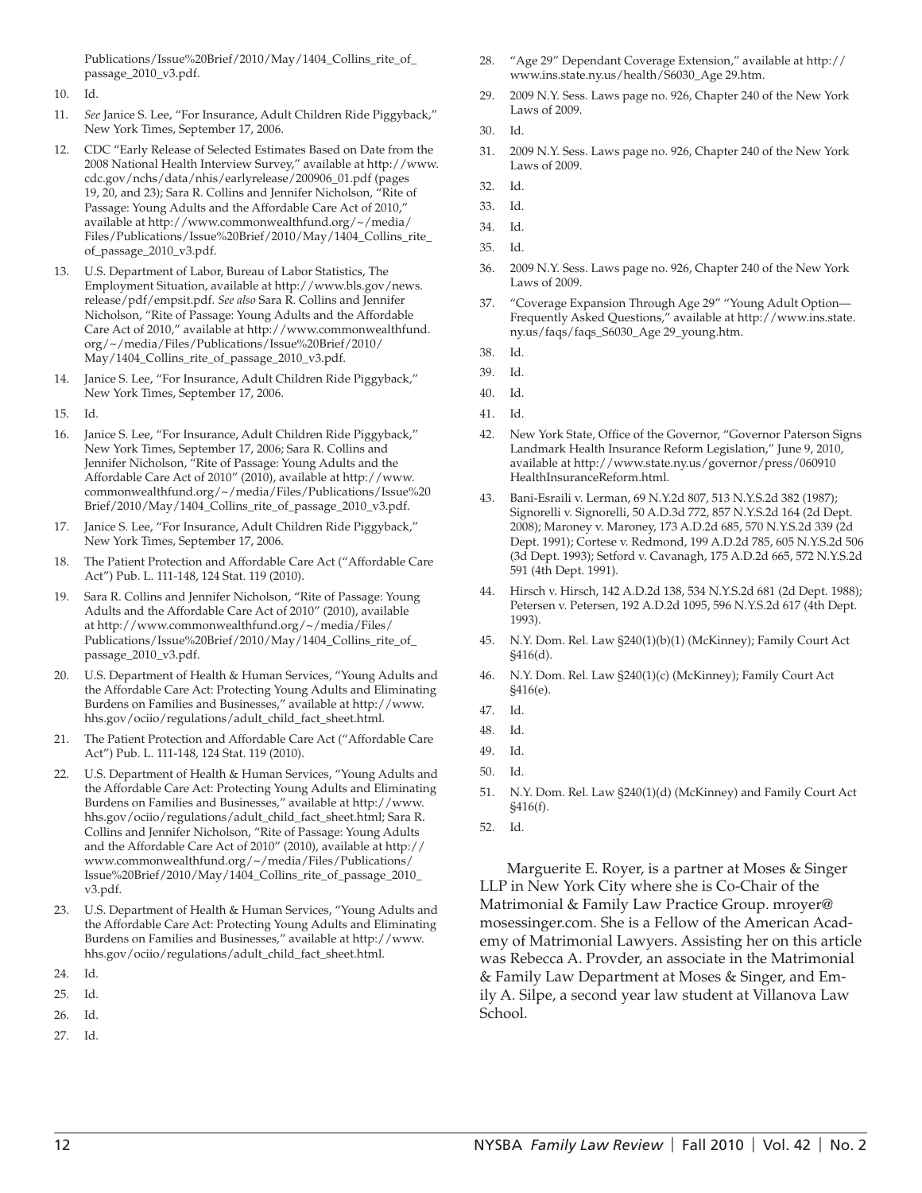Publications/Issue%20Brief/2010/May/1404_Collins_rite_of_passage_2010_v3.pdf.

10. Id.
11. *See* Janice S. Lee, "For Insurance, Adult Children Ride Piggyback," New York Times, September 17, 2006.
12. CDC "Early Release of Selected Estimates Based on Date from the 2008 National Health Interview Survey," available at http://www.cdc.gov/nchs/data/nhis/earlyrelease/200906_01.pdf (pages 19, 20, and 23); Sara R. Collins and Jennifer Nicholson, "Rite of Passage: Young Adults and the Affordable Care Act of 2010," available at http://www.commonwealthfund.org/~/media/Files/Publications/Issue%20Brief/2010/May/1404_Collins_rite_of_passage_2010_v3.pdf.
13. U.S. Department of Labor, Bureau of Labor Statistics, The Employment Situation, available at http://www.bls.gov/news.release/pdf/empsit.pdf. *See also* Sara R. Collins and Jennifer Nicholson, "Rite of Passage: Young Adults and the Affordable Care Act of 2010," available at http://www.commonwealthfund.org/~/media/Files/Publications/Issue%20Brief/2010/May/1404_Collins_rite_of_passage_2010_v3.pdf.
14. Janice S. Lee, "For Insurance, Adult Children Ride Piggyback," New York Times, September 17, 2006.
15. Id.
16. Janice S. Lee, "For Insurance, Adult Children Ride Piggyback," New York Times, September 17, 2006; Sara R. Collins and Jennifer Nicholson, "Rite of Passage: Young Adults and the Affordable Care Act of 2010" (2010), available at http://www.commonwealthfund.org/~/media/Files/Publications/Issue%20Brief/2010/May/1404_Collins_rite_of_passage_2010_v3.pdf.
17. Janice S. Lee, "For Insurance, Adult Children Ride Piggyback," New York Times, September 17, 2006.
18. The Patient Protection and Affordable Care Act ("Affordable Care Act") Pub. L. 111-148, 124 Stat. 119 (2010).
19. Sara R. Collins and Jennifer Nicholson, "Rite of Passage: Young Adults and the Affordable Care Act of 2010" (2010), available at http://www.commonwealthfund.org/~/media/Files/Publications/Issue%20Brief/2010/May/1404_Collins_rite_of_passage_2010_v3.pdf.
20. U.S. Department of Health & Human Services, "Young Adults and the Affordable Care Act: Protecting Young Adults and Eliminating Burdens on Families and Businesses," available at http://www.hhs.gov/ociio/regulations/adult_child_fact_sheet.html.
21. The Patient Protection and Affordable Care Act ("Affordable Care Act") Pub. L. 111-148, 124 Stat. 119 (2010).
22. U.S. Department of Health & Human Services, "Young Adults and the Affordable Care Act: Protecting Young Adults and Eliminating Burdens on Families and Businesses," available at http://www.hhs.gov/ociio/regulations/adult_child_fact_sheet.html; Sara R. Collins and Jennifer Nicholson, "Rite of Passage: Young Adults and the Affordable Care Act of 2010" (2010), available at http://www.commonwealthfund.org/~/media/Files/Publications/Issue%20Brief/2010/May/1404_Collins_rite_of_passage_2010_v3.pdf.
23. U.S. Department of Health & Human Services, "Young Adults and the Affordable Care Act: Protecting Young Adults and Eliminating Burdens on Families and Businesses," available at http://www.hhs.gov/ociio/regulations/adult_child_fact_sheet.html.
24. Id.
25. Id.
26. Id.
27. Id.
28. "Age 29" Dependant Coverage Extension," available at http://www.ins.state.ny.us/health/S6030_Age 29.htm.
29. 2009 N.Y. Sess. Laws page no. 926, Chapter 240 of the New York Laws of 2009.
30. Id.
31. 2009 N.Y. Sess. Laws page no. 926, Chapter 240 of the New York Laws of 2009.
32. Id.
33. Id.
34. Id.
35. Id.
36. 2009 N.Y. Sess. Laws page no. 926, Chapter 240 of the New York Laws of 2009.
37. "Coverage Expansion Through Age 29" "Young Adult Option—Frequently Asked Questions," available at http://www.ins.state.ny.us/faqs/faqs_S6030_Age 29_young.htm.
38. Id.
39. Id.
40. Id.
41. Id.
42. New York State, Office of the Governor, "Governor Paterson Signs Landmark Health Insurance Reform Legislation," June 9, 2010, available at http://www.state.ny.us/governor/press/060910 HealthInsuranceReform.html.
43. Bani-Esraili v. Lerman, 69 N.Y.2d 807, 513 N.Y.S.2d 382 (1987); Signorelli v. Signorelli, 50 A.D.3d 772, 857 N.Y.S.2d 164 (2d Dept. 2008); Maroney v. Maroney, 173 A.D.2d 685, 570 N.Y.S.2d 339 (2d Dept. 1991); Cortese v. Redmond, 199 A.D.2d 785, 605 N.Y.S.2d 506 (3d Dept. 1993); Setford v. Cavanagh, 175 A.D.2d 665, 572 N.Y.S.2d 591 (4th Dept. 1991).
44. Hirsch v. Hirsch, 142 A.D.2d 138, 534 N.Y.S.2d 681 (2d Dept. 1988); Petersen v. Petersen, 192 A.D.2d 1095, 596 N.Y.S.2d 617 (4th Dept. 1993).
45. N.Y. Dom. Rel. Law §240(1)(b)(1) (McKinney); Family Court Act §416(d).
46. N.Y. Dom. Rel. Law §240(1)(c) (McKinney); Family Court Act §416(e).
47. Id.
48. Id.
49. Id.
50. Id.
51. N.Y. Dom. Rel. Law §240(1)(d) (McKinney) and Family Court Act §416(f).
52. Id.

Marguerite E. Royer, is a partner at Moses & Singer LLP in New York City where she is Co-Chair of the Matrimonial & Family Law Practice Group. mroyer@mosessinger.com. She is a Fellow of the American Academy of Matrimonial Lawyers. Assisting her on this article was Rebecca A. Provder, an associate in the Matrimonial & Family Law Department at Moses & Singer, and Emily A. Silpe, a second year law student at Villanova Law School.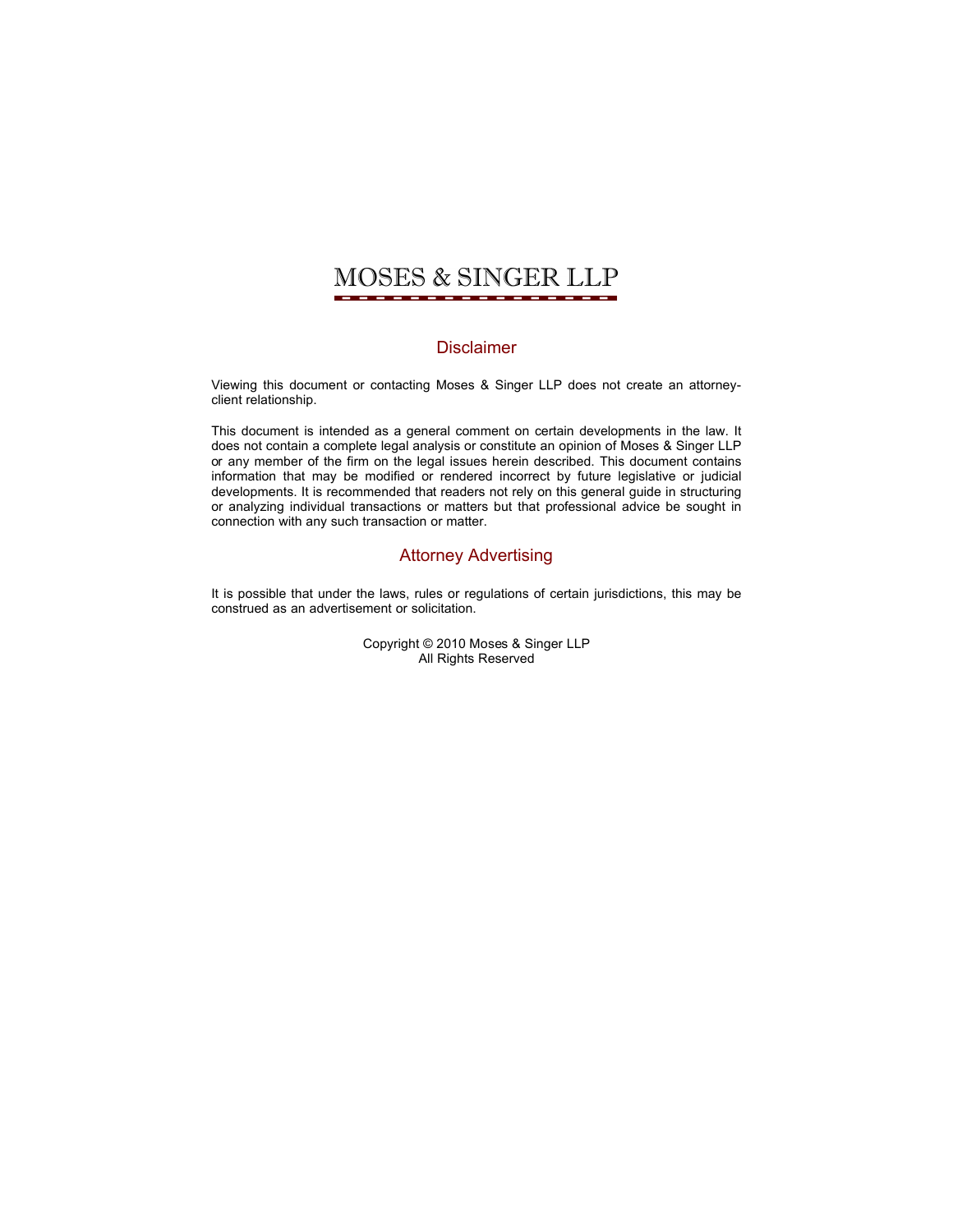# MOSES & SINGER LLP

## Disclaimer

Viewing this document or contacting Moses & Singer LLP does not create an attorney-client relationship.

This document is intended as a general comment on certain developments in the law. It does not contain a complete legal analysis or constitute an opinion of Moses & Singer LLP or any member of the firm on the legal issues herein described. This document contains information that may be modified or rendered incorrect by future legislative or judicial developments. It is recommended that readers not rely on this general guide in structuring or analyzing individual transactions or matters but that professional advice be sought in connection with any such transaction or matter.

## Attorney Advertising

It is possible that under the laws, rules or regulations of certain jurisdictions, this may be construed as an advertisement or solicitation.

Copyright © 2010 Moses & Singer LLP
All Rights Reserved